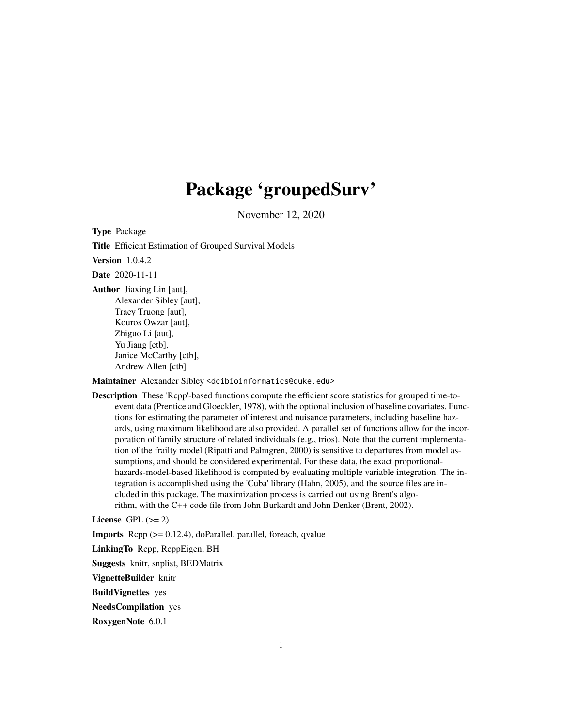# Package 'groupedSurv'

November 12, 2020

**Type** Package

**Title** Efficient Estimation of Grouped Survival Models

**Version** 1.0.4.2

**Date** 2020-11-11

**Author** Jiaxing Lin [aut],
Alexander Sibley [aut],
Tracy Truong [aut],
Kouros Owzar [aut],
Zhiguo Li [aut],
Yu Jiang [ctb],
Janice McCarthy [ctb],
Andrew Allen [ctb]

**Maintainer** Alexander Sibley <dcibioinformatics@duke.edu>

**Description** These 'Rcpp'-based functions compute the efficient score statistics for grouped time-to-event data (Prentice and Gloeckler, 1978), with the optional inclusion of baseline covariates. Functions for estimating the parameter of interest and nuisance parameters, including baseline hazards, using maximum likelihood are also provided. A parallel set of functions allow for the incorporation of family structure of related individuals (e.g., trios). Note that the current implementation of the frailty model (Ripatti and Palmgren, 2000) is sensitive to departures from model assumptions, and should be considered experimental. For these data, the exact proportional-hazards-model-based likelihood is computed by evaluating multiple variable integration. The integration is accomplished using the 'Cuba' library (Hahn, 2005), and the source files are included in this package. The maximization process is carried out using Brent's algorithm, with the C++ code file from John Burkardt and John Denker (Brent, 2002).

**License** GPL (>= 2)

**Imports** Rcpp (>= 0.12.4), doParallel, parallel, foreach, qvalue

**LinkingTo** Rcpp, RcppEigen, BH

**Suggests** knitr, snplist, BEDMatrix

**VignetteBuilder** knitr

**BuildVignettes** yes

**NeedsCompilation** yes

**RoxygenNote** 6.0.1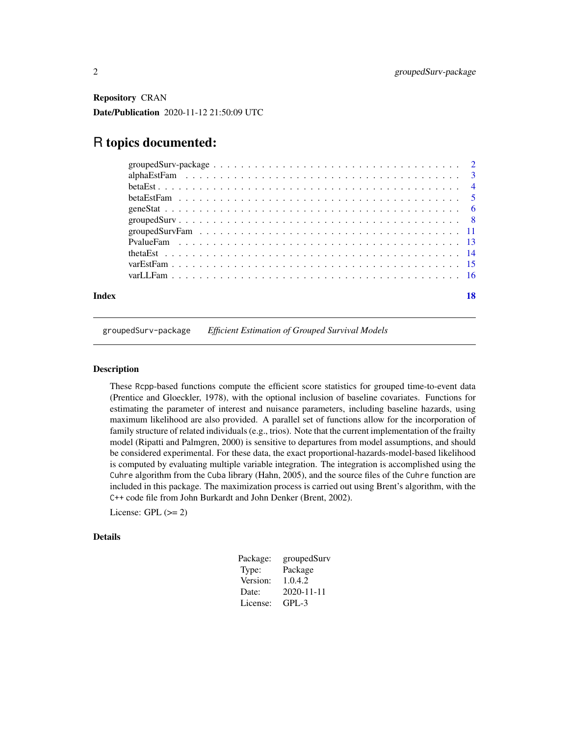**Repository** CRAN

**Date/Publication** 2020-11-12 21:50:09 UTC

# R topics documented:

- groupedSurv-package . . . . . 2
- alphaEstFam . . . . . 3
- betaEst . . . . . 4
- betaEstFam . . . . . 5
- geneStat . . . . . 6
- groupedSurv . . . . . 8
- groupedSurvFam . . . . . 11
- PvalueFam . . . . . 13
- thetaEst . . . . . 14
- varEstFam . . . . . 15
- varLLFam . . . . . 16

**Index** **18**

---

`groupedSurv-package` *Efficient Estimation of Grouped Survival Models*

---

### Description

These Rcpp-based functions compute the efficient score statistics for grouped time-to-event data (Prentice and Gloeckler, 1978), with the optional inclusion of baseline covariates. Functions for estimating the parameter of interest and nuisance parameters, including baseline hazards, using maximum likelihood are also provided. A parallel set of functions allow for the incorporation of family structure of related individuals (e.g., trios). Note that the current implementation of the frailty model (Ripatti and Palmgren, 2000) is sensitive to departures from model assumptions, and should be considered experimental. For these data, the exact proportional-hazards-model-based likelihood is computed by evaluating multiple variable integration. The integration is accomplished using the `Cuhre` algorithm from the `Cuba` library (Hahn, 2005), and the source files of the `Cuhre` function are included in this package. The maximization process is carried out using Brent's algorithm, with the `C++` code file from John Burkardt and John Denker (Brent, 2002).

License: GPL (>= 2)

### Details

| | |
|---|---|
| Package: | groupedSurv |
| Type: | Package |
| Version: | 1.0.4.2 |
| Date: | 2020-11-11 |
| License: | GPL-3 |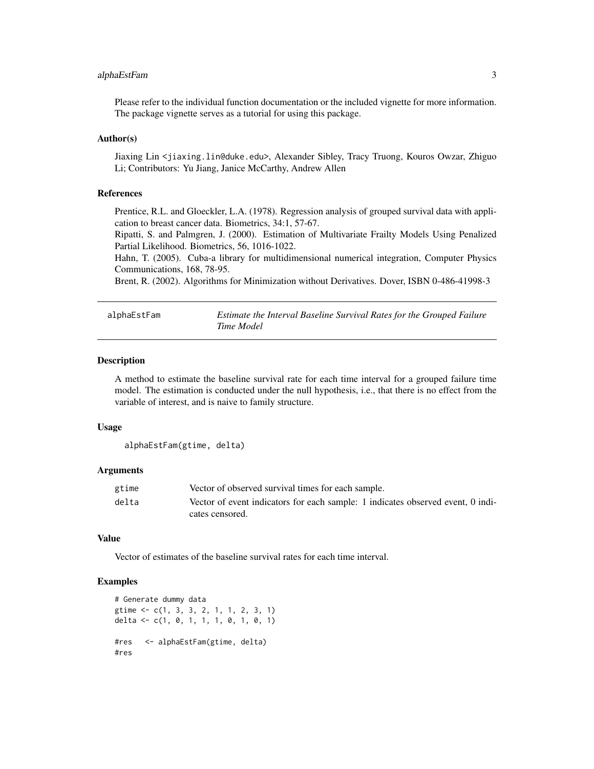Please refer to the individual function documentation or the included vignette for more information. The package vignette serves as a tutorial for using this package.

### Author(s)

Jiaxing Lin <jiaxing.lin@duke.edu>, Alexander Sibley, Tracy Truong, Kouros Owzar, Zhiguo Li; Contributors: Yu Jiang, Janice McCarthy, Andrew Allen

### References

Prentice, R.L. and Gloeckler, L.A. (1978). Regression analysis of grouped survival data with application to breast cancer data. Biometrics, 34:1, 57-67.
Ripatti, S. and Palmgren, J. (2000). Estimation of Multivariate Frailty Models Using Penalized Partial Likelihood. Biometrics, 56, 1016-1022.
Hahn, T. (2005). Cuba-a library for multidimensional numerical integration, Computer Physics Communications, 168, 78-95.
Brent, R. (2002). Algorithms for Minimization without Derivatives. Dover, ISBN 0-486-41998-3

## alphaEstFam — *Estimate the Interval Baseline Survival Rates for the Grouped Failure Time Model*

### Description

A method to estimate the baseline survival rate for each time interval for a grouped failure time model. The estimation is conducted under the null hypothesis, i.e., that there is no effect from the variable of interest, and is naive to family structure.

### Usage

```
alphaEstFam(gtime, delta)
```

### Arguments

| | |
|---|---|
| gtime | Vector of observed survival times for each sample. |
| delta | Vector of event indicators for each sample: 1 indicates observed event, 0 indicates censored. |

### Value

Vector of estimates of the baseline survival rates for each time interval.

### Examples

```
# Generate dummy data
gtime <- c(1, 3, 3, 2, 1, 1, 2, 3, 1)
delta <- c(1, 0, 1, 1, 1, 0, 1, 0, 1)

#res   <- alphaEstFam(gtime, delta)
#res
```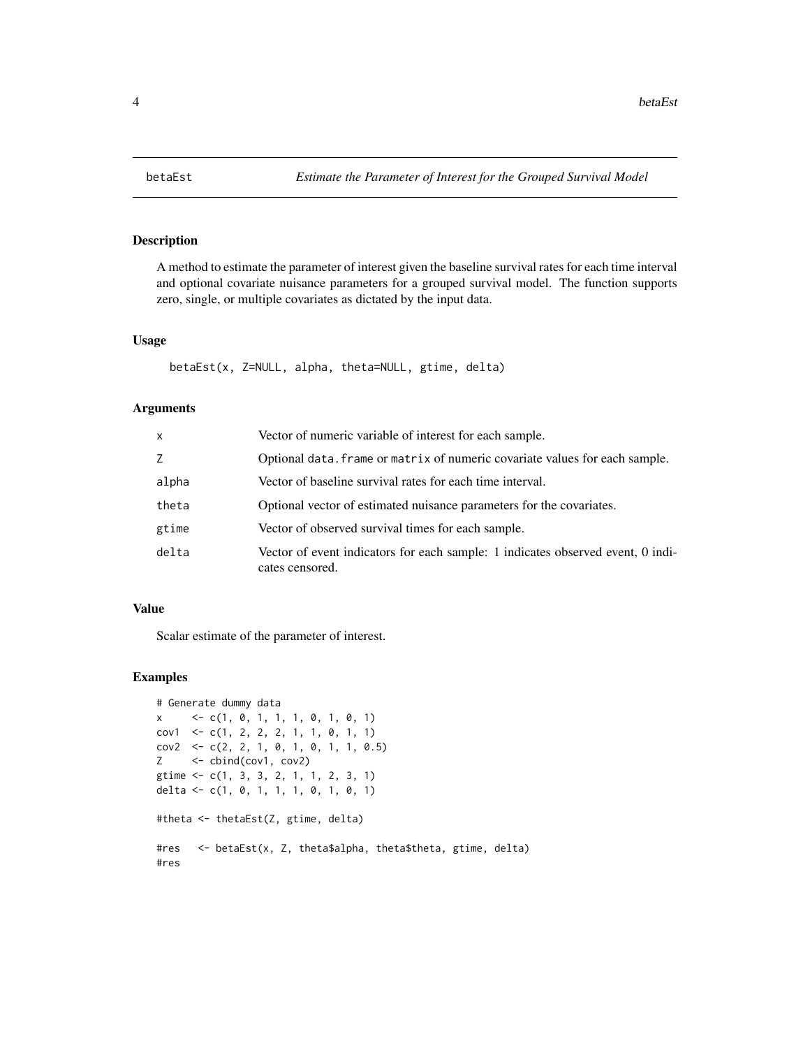# betaEst — *Estimate the Parameter of Interest for the Grouped Survival Model*

## Description

A method to estimate the parameter of interest given the baseline survival rates for each time interval and optional covariate nuisance parameters for a grouped survival model. The function supports zero, single, or multiple covariates as dictated by the input data.

## Usage

```
betaEst(x, Z=NULL, alpha, theta=NULL, gtime, delta)
```

## Arguments

| | |
|---|---|
| x | Vector of numeric variable of interest for each sample. |
| Z | Optional `data.frame` or `matrix` of numeric covariate values for each sample. |
| alpha | Vector of baseline survival rates for each time interval. |
| theta | Optional vector of estimated nuisance parameters for the covariates. |
| gtime | Vector of observed survival times for each sample. |
| delta | Vector of event indicators for each sample: 1 indicates observed event, 0 indicates censored. |

## Value

Scalar estimate of the parameter of interest.

## Examples

```
# Generate dummy data
x     <- c(1, 0, 1, 1, 1, 0, 1, 0, 1)
cov1  <- c(1, 2, 2, 2, 1, 1, 0, 1, 1)
cov2  <- c(2, 2, 1, 0, 1, 0, 1, 1, 0.5)
Z     <- cbind(cov1, cov2)
gtime <- c(1, 3, 3, 2, 1, 1, 2, 3, 1)
delta <- c(1, 0, 1, 1, 1, 0, 1, 0, 1)

#theta <- thetaEst(Z, gtime, delta)

#res   <- betaEst(x, Z, theta$alpha, theta$theta, gtime, delta)
#res
```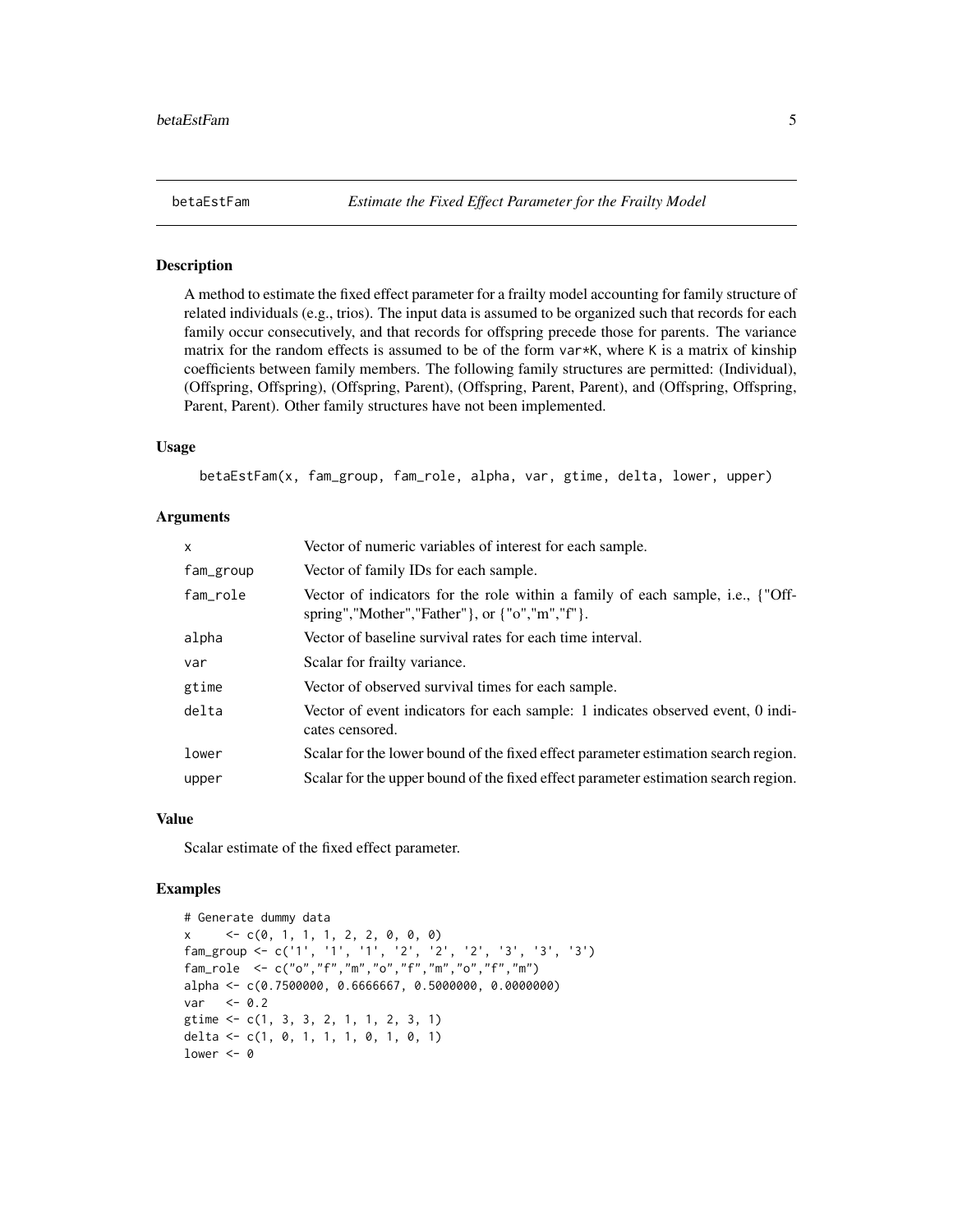# betaEstFam — *Estimate the Fixed Effect Parameter for the Frailty Model*

## Description

A method to estimate the fixed effect parameter for a frailty model accounting for family structure of related individuals (e.g., trios). The input data is assumed to be organized such that records for each family occur consecutively, and that records for offspring precede those for parents. The variance matrix for the random effects is assumed to be of the form `var*K`, where `K` is a matrix of kinship coefficients between family members. The following family structures are permitted: (Individual), (Offspring, Offspring), (Offspring, Parent), (Offspring, Parent, Parent), and (Offspring, Offspring, Parent, Parent). Other family structures have not been implemented.

## Usage

```
betaEstFam(x, fam_group, fam_role, alpha, var, gtime, delta, lower, upper)
```

## Arguments

| Argument | Description |
| --- | --- |
| `x` | Vector of numeric variables of interest for each sample. |
| `fam_group` | Vector of family IDs for each sample. |
| `fam_role` | Vector of indicators for the role within a family of each sample, i.e., {"Offspring","Mother","Father"}, or {"o","m","f"}. |
| `alpha` | Vector of baseline survival rates for each time interval. |
| `var` | Scalar for frailty variance. |
| `gtime` | Vector of observed survival times for each sample. |
| `delta` | Vector of event indicators for each sample: 1 indicates observed event, 0 indicates censored. |
| `lower` | Scalar for the lower bound of the fixed effect parameter estimation search region. |
| `upper` | Scalar for the upper bound of the fixed effect parameter estimation search region. |

## Value

Scalar estimate of the fixed effect parameter.

## Examples

```
# Generate dummy data
x     <- c(0, 1, 1, 1, 2, 2, 0, 0, 0)
fam_group <- c('1', '1', '1', '2', '2', '2', '3', '3', '3')
fam_role  <- c("o","f","m","o","f","m","o","f","m")
alpha <- c(0.7500000, 0.6666667, 0.5000000, 0.0000000)
var   <- 0.2
gtime <- c(1, 3, 3, 2, 1, 1, 2, 3, 1)
delta <- c(1, 0, 1, 1, 1, 0, 1, 0, 1)
lower <- 0
```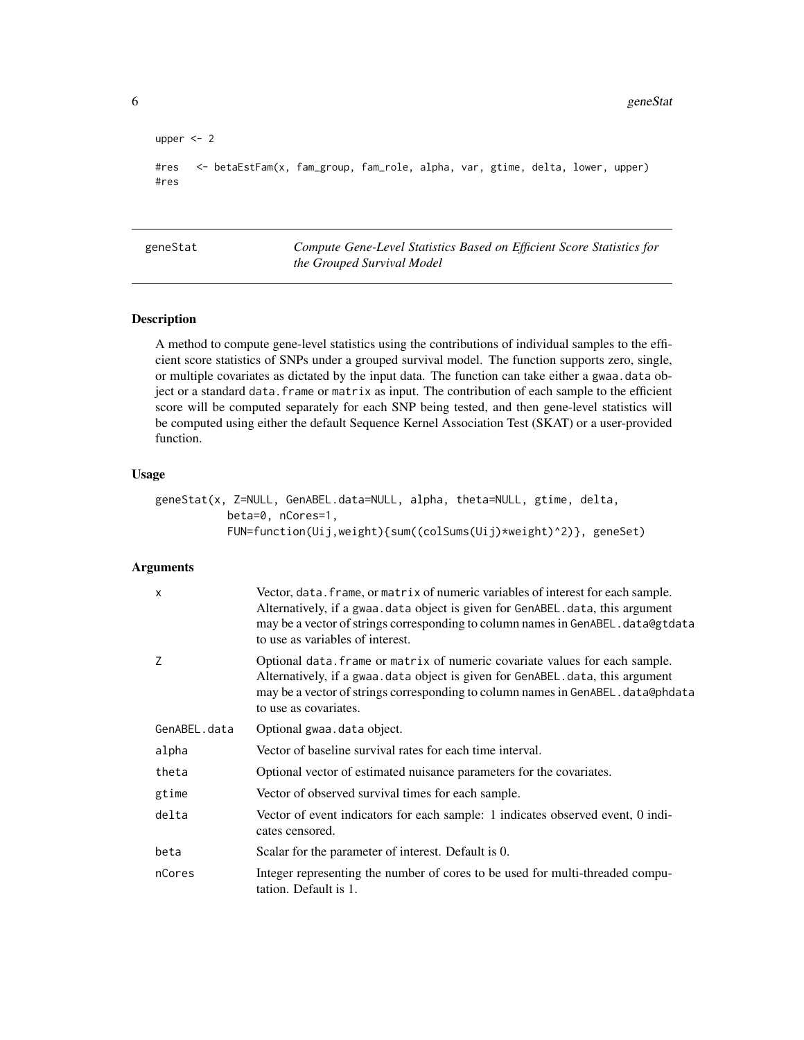```
upper <- 2

#res   <- betaEstFam(x, fam_group, fam_role, alpha, var, gtime, delta, lower, upper)
#res
```

---

## geneStat — *Compute Gene-Level Statistics Based on Efficient Score Statistics for the Grouped Survival Model*

### Description

A method to compute gene-level statistics using the contributions of individual samples to the efficient score statistics of SNPs under a grouped survival model. The function supports zero, single, or multiple covariates as dictated by the input data. The function can take either a gwaa.data object or a standard data.frame or matrix as input. The contribution of each sample to the efficient score will be computed separately for each SNP being tested, and then gene-level statistics will be computed using either the default Sequence Kernel Association Test (SKAT) or a user-provided function.

### Usage

```
geneStat(x, Z=NULL, GenABEL.data=NULL, alpha, theta=NULL, gtime, delta,
         beta=0, nCores=1,
         FUN=function(Uij,weight){sum((colSums(Uij)*weight)^2)}, geneSet)
```

### Arguments

| Argument | Description |
|---|---|
| x | Vector, data.frame, or matrix of numeric variables of interest for each sample. Alternatively, if a gwaa.data object is given for GenABEL.data, this argument may be a vector of strings corresponding to column names in GenABEL.data@gtdata to use as variables of interest. |
| Z | Optional data.frame or matrix of numeric covariate values for each sample. Alternatively, if a gwaa.data object is given for GenABEL.data, this argument may be a vector of strings corresponding to column names in GenABEL.data@phdata to use as covariates. |
| GenABEL.data | Optional gwaa.data object. |
| alpha | Vector of baseline survival rates for each time interval. |
| theta | Optional vector of estimated nuisance parameters for the covariates. |
| gtime | Vector of observed survival times for each sample. |
| delta | Vector of event indicators for each sample: 1 indicates observed event, 0 indicates censored. |
| beta | Scalar for the parameter of interest. Default is 0. |
| nCores | Integer representing the number of cores to be used for multi-threaded computation. Default is 1. |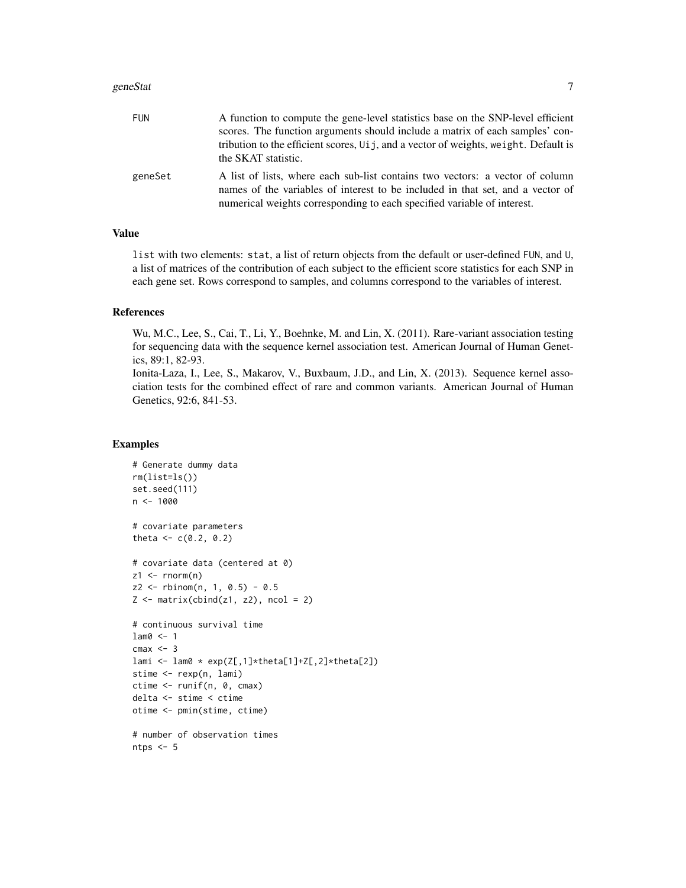| | |
|---|---|
| FUN | A function to compute the gene-level statistics base on the SNP-level efficient scores. The function arguments should include a matrix of each samples' contribution to the efficient scores, Uij, and a vector of weights, weight. Default is the SKAT statistic. |
| geneSet | A list of lists, where each sub-list contains two vectors: a vector of column names of the variables of interest to be included in that set, and a vector of numerical weights corresponding to each specified variable of interest. |

### Value

list with two elements: stat, a list of return objects from the default or user-defined FUN, and U, a list of matrices of the contribution of each subject to the efficient score statistics for each SNP in each gene set. Rows correspond to samples, and columns correspond to the variables of interest.

### References

Wu, M.C., Lee, S., Cai, T., Li, Y., Boehnke, M. and Lin, X. (2011). Rare-variant association testing for sequencing data with the sequence kernel association test. American Journal of Human Genetics, 89:1, 82-93.

Ionita-Laza, I., Lee, S., Makarov, V., Buxbaum, J.D., and Lin, X. (2013). Sequence kernel association tests for the combined effect of rare and common variants. American Journal of Human Genetics, 92:6, 841-53.

### Examples

```
# Generate dummy data
rm(list=ls())
set.seed(111)
n <- 1000

# covariate parameters
theta <- c(0.2, 0.2)

# covariate data (centered at 0)
z1 <- rnorm(n)
z2 <- rbinom(n, 1, 0.5) - 0.5
Z <- matrix(cbind(z1, z2), ncol = 2)

# continuous survival time
lam0 <- 1
cmax <- 3
lami <- lam0 * exp(Z[,1]*theta[1]+Z[,2]*theta[2])
stime <- rexp(n, lami)
ctime <- runif(n, 0, cmax)
delta <- stime < ctime
otime <- pmin(stime, ctime)

# number of observation times
ntps <- 5
```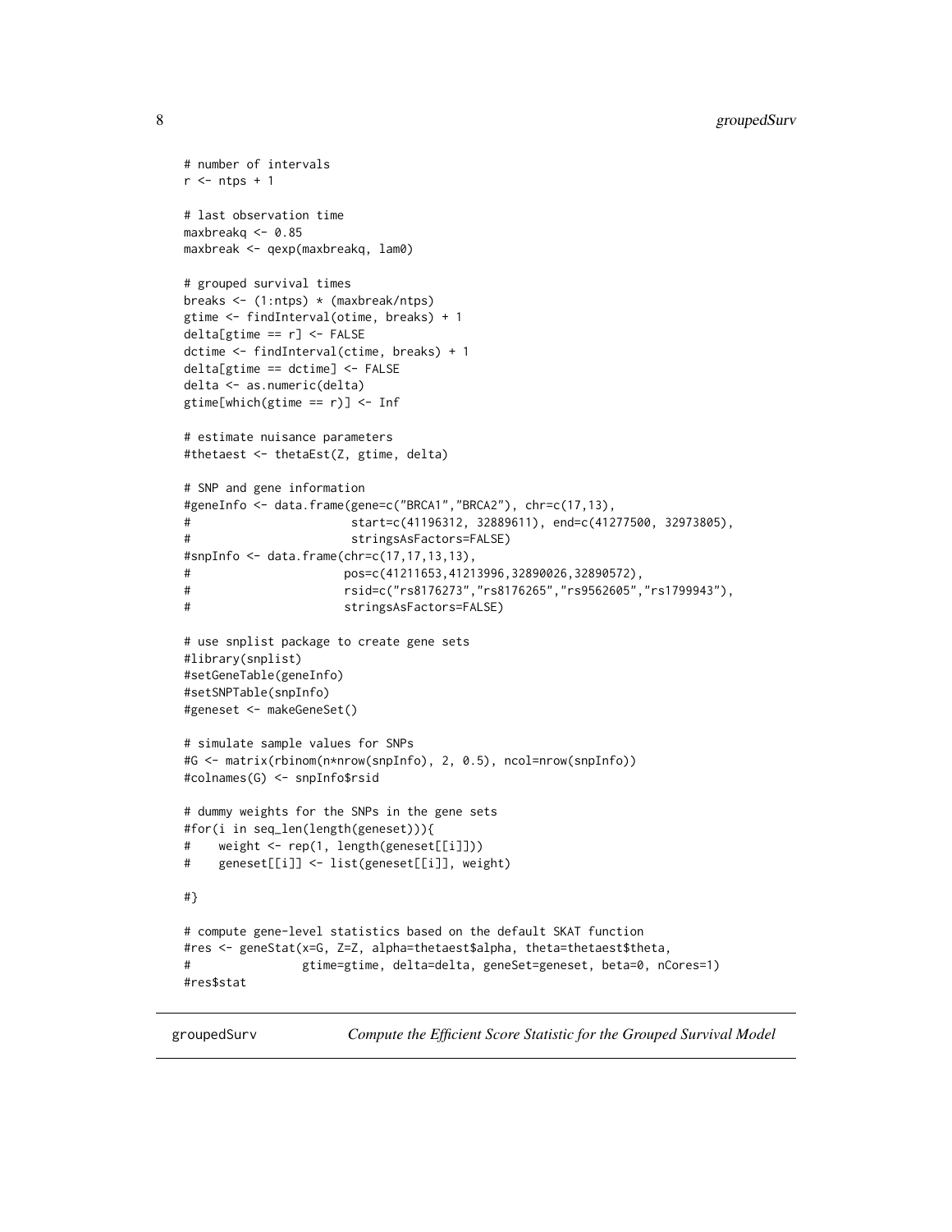```
# number of intervals
r <- ntps + 1

# last observation time
maxbreakq <- 0.85
maxbreak <- qexp(maxbreakq, lam0)

# grouped survival times
breaks <- (1:ntps) * (maxbreak/ntps)
gtime <- findInterval(otime, breaks) + 1
delta[gtime == r] <- FALSE
dctime <- findInterval(ctime, breaks) + 1
delta[gtime == dctime] <- FALSE
delta <- as.numeric(delta)
gtime[which(gtime == r)] <- Inf

# estimate nuisance parameters
#thetaest <- thetaEst(Z, gtime, delta)

# SNP and gene information
#geneInfo <- data.frame(gene=c("BRCA1","BRCA2"), chr=c(17,13),
#                       start=c(41196312, 32889611), end=c(41277500, 32973805),
#                       stringsAsFactors=FALSE)
#snpInfo <- data.frame(chr=c(17,17,13,13),
#                      pos=c(41211653,41213996,32890026,32890572),
#                      rsid=c("rs8176273","rs8176265","rs9562605","rs1799943"),
#                      stringsAsFactors=FALSE)

# use snplist package to create gene sets
#library(snplist)
#setGeneTable(geneInfo)
#setSNPTable(snpInfo)
#geneset <- makeGeneSet()

# simulate sample values for SNPs
#G <- matrix(rbinom(n*nrow(snpInfo), 2, 0.5), ncol=nrow(snpInfo))
#colnames(G) <- snpInfo$rsid

# dummy weights for the SNPs in the gene sets
#for(i in seq_len(length(geneset))){
#    weight <- rep(1, length(geneset[[i]]))
#    geneset[[i]] <- list(geneset[[i]], weight)

#}

# compute gene-level statistics based on the default SKAT function
#res <- geneStat(x=G, Z=Z, alpha=thetaest$alpha, theta=thetaest$theta,
#                gtime=gtime, delta=delta, geneSet=geneset, beta=0, nCores=1)
#res$stat
```

---

groupedSurv &nbsp;&nbsp;&nbsp;&nbsp; *Compute the Efficient Score Statistic for the Grouped Survival Model*

---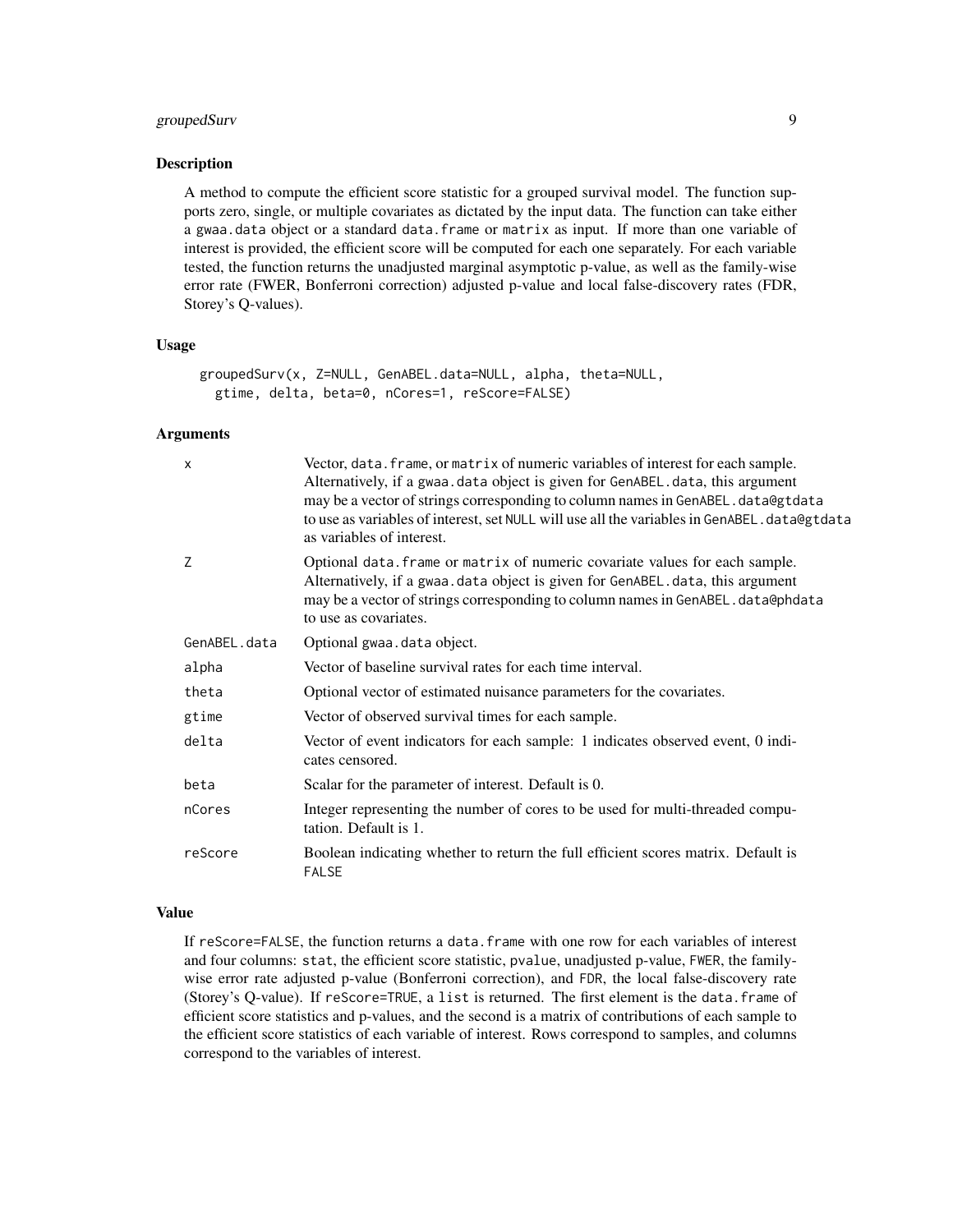### Description

A method to compute the efficient score statistic for a grouped survival model. The function supports zero, single, or multiple covariates as dictated by the input data. The function can take either a `gwaa.data` object or a standard `data.frame` or `matrix` as input. If more than one variable of interest is provided, the efficient score will be computed for each one separately. For each variable tested, the function returns the unadjusted marginal asymptotic p-value, as well as the family-wise error rate (FWER, Bonferroni correction) adjusted p-value and local false-discovery rates (FDR, Storey's Q-values).

### Usage

```
groupedSurv(x, Z=NULL, GenABEL.data=NULL, alpha, theta=NULL,
  gtime, delta, beta=0, nCores=1, reScore=FALSE)
```

### Arguments

| | |
|---|---|
| `x` | Vector, `data.frame`, or `matrix` of numeric variables of interest for each sample. Alternatively, if a `gwaa.data` object is given for `GenABEL.data`, this argument may be a vector of strings corresponding to column names in `GenABEL.data@gtdata` to use as variables of interest, set `NULL` will use all the variables in `GenABEL.data@gtdata` as variables of interest. |
| `Z` | Optional `data.frame` or `matrix` of numeric covariate values for each sample. Alternatively, if a `gwaa.data` object is given for `GenABEL.data`, this argument may be a vector of strings corresponding to column names in `GenABEL.data@phdata` to use as covariates. |
| `GenABEL.data` | Optional `gwaa.data` object. |
| `alpha` | Vector of baseline survival rates for each time interval. |
| `theta` | Optional vector of estimated nuisance parameters for the covariates. |
| `gtime` | Vector of observed survival times for each sample. |
| `delta` | Vector of event indicators for each sample: 1 indicates observed event, 0 indicates censored. |
| `beta` | Scalar for the parameter of interest. Default is 0. |
| `nCores` | Integer representing the number of cores to be used for multi-threaded computation. Default is 1. |
| `reScore` | Boolean indicating whether to return the full efficient scores matrix. Default is `FALSE` |

### Value

If `reScore=FALSE`, the function returns a `data.frame` with one row for each variables of interest and four columns: `stat`, the efficient score statistic, `pvalue`, unadjusted p-value, `FWER`, the family-wise error rate adjusted p-value (Bonferroni correction), and `FDR`, the local false-discovery rate (Storey's Q-value). If `reScore=TRUE`, a `list` is returned. The first element is the `data.frame` of efficient score statistics and p-values, and the second is a matrix of contributions of each sample to the efficient score statistics of each variable of interest. Rows correspond to samples, and columns correspond to the variables of interest.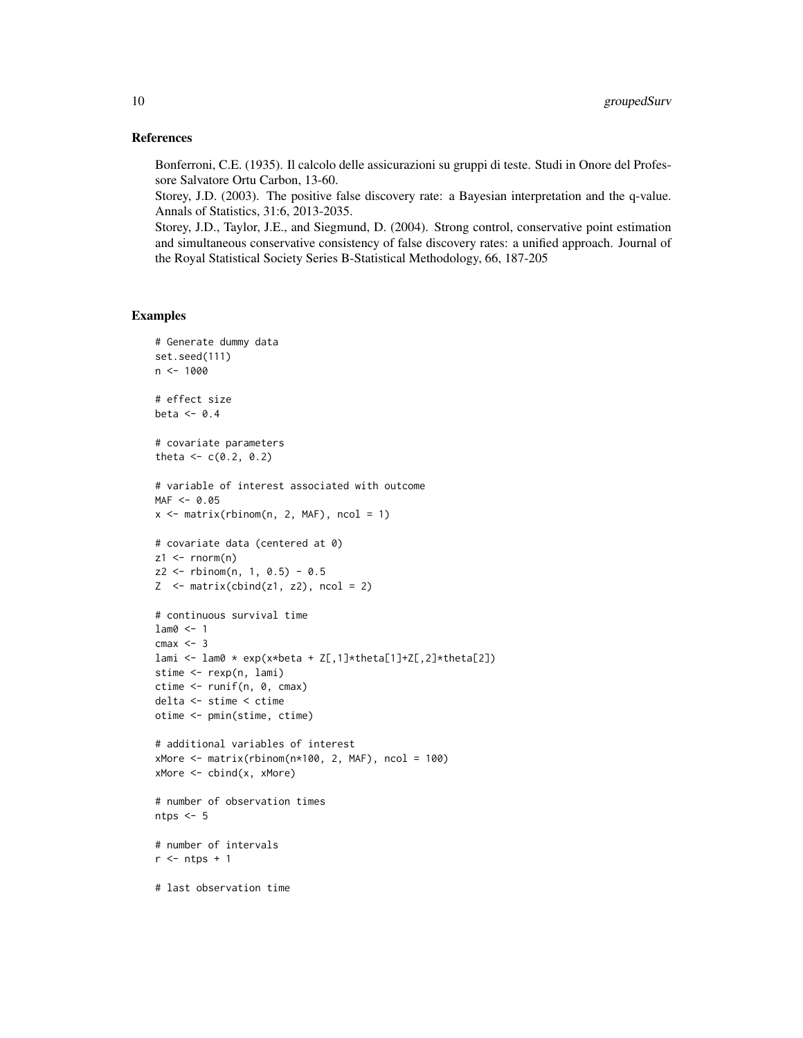## References

Bonferroni, C.E. (1935). Il calcolo delle assicurazioni su gruppi di teste. Studi in Onore del Professore Salvatore Ortu Carbon, 13-60.
Storey, J.D. (2003). The positive false discovery rate: a Bayesian interpretation and the q-value. Annals of Statistics, 31:6, 2013-2035.
Storey, J.D., Taylor, J.E., and Siegmund, D. (2004). Strong control, conservative point estimation and simultaneous conservative consistency of false discovery rates: a unified approach. Journal of the Royal Statistical Society Series B-Statistical Methodology, 66, 187-205

## Examples

```
# Generate dummy data
set.seed(111)
n <- 1000

# effect size
beta <- 0.4

# covariate parameters
theta <- c(0.2, 0.2)

# variable of interest associated with outcome
MAF <- 0.05
x <- matrix(rbinom(n, 2, MAF), ncol = 1)

# covariate data (centered at 0)
z1 <- rnorm(n)
z2 <- rbinom(n, 1, 0.5) - 0.5
Z  <- matrix(cbind(z1, z2), ncol = 2)

# continuous survival time
lam0 <- 1
cmax <- 3
lami <- lam0 * exp(x*beta + Z[,1]*theta[1]+Z[,2]*theta[2])
stime <- rexp(n, lami)
ctime <- runif(n, 0, cmax)
delta <- stime < ctime
otime <- pmin(stime, ctime)

# additional variables of interest
xMore <- matrix(rbinom(n*100, 2, MAF), ncol = 100)
xMore <- cbind(x, xMore)

# number of observation times
ntps <- 5

# number of intervals
r <- ntps + 1

# last observation time
```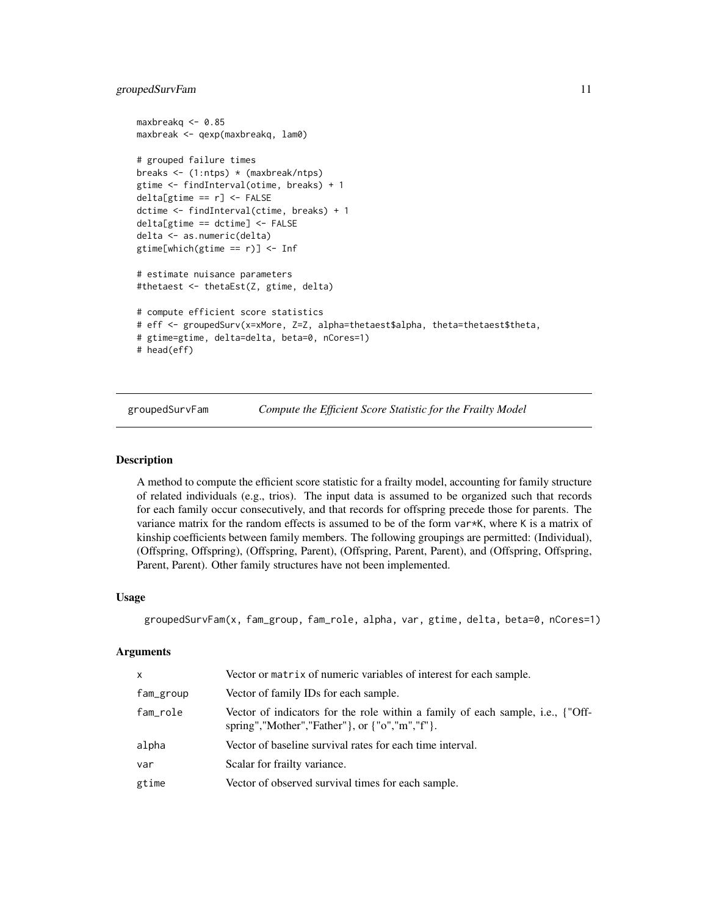```
maxbreakq <- 0.85
maxbreak <- qexp(maxbreakq, lam0)

# grouped failure times
breaks <- (1:ntps) * (maxbreak/ntps)
gtime <- findInterval(otime, breaks) + 1
delta[gtime == r] <- FALSE
dctime <- findInterval(ctime, breaks) + 1
delta[gtime == dctime] <- FALSE
delta <- as.numeric(delta)
gtime[which(gtime == r)] <- Inf

# estimate nuisance parameters
#thetaest <- thetaEst(Z, gtime, delta)

# compute efficient score statistics
# eff <- groupedSurv(x=xMore, Z=Z, alpha=thetaest$alpha, theta=thetaest$theta,
# gtime=gtime, delta=delta, beta=0, nCores=1)
# head(eff)
```

---

## groupedSurvFam — *Compute the Efficient Score Statistic for the Frailty Model*

### Description

A method to compute the efficient score statistic for a frailty model, accounting for family structure of related individuals (e.g., trios). The input data is assumed to be organized such that records for each family occur consecutively, and that records for offspring precede those for parents. The variance matrix for the random effects is assumed to be of the form `var*K`, where `K` is a matrix of kinship coefficients between family members. The following groupings are permitted: (Individual), (Offspring, Offspring), (Offspring, Parent), (Offspring, Parent, Parent), and (Offspring, Offspring, Parent, Parent). Other family structures have not been implemented.

### Usage

```
groupedSurvFam(x, fam_group, fam_role, alpha, var, gtime, delta, beta=0, nCores=1)
```

### Arguments

| | |
|---|---|
| `x` | Vector or `matrix` of numeric variables of interest for each sample. |
| `fam_group` | Vector of family IDs for each sample. |
| `fam_role` | Vector of indicators for the role within a family of each sample, i.e., {"Offspring","Mother","Father"}, or {"o","m","f"}. |
| `alpha` | Vector of baseline survival rates for each time interval. |
| `var` | Scalar for frailty variance. |
| `gtime` | Vector of observed survival times for each sample. |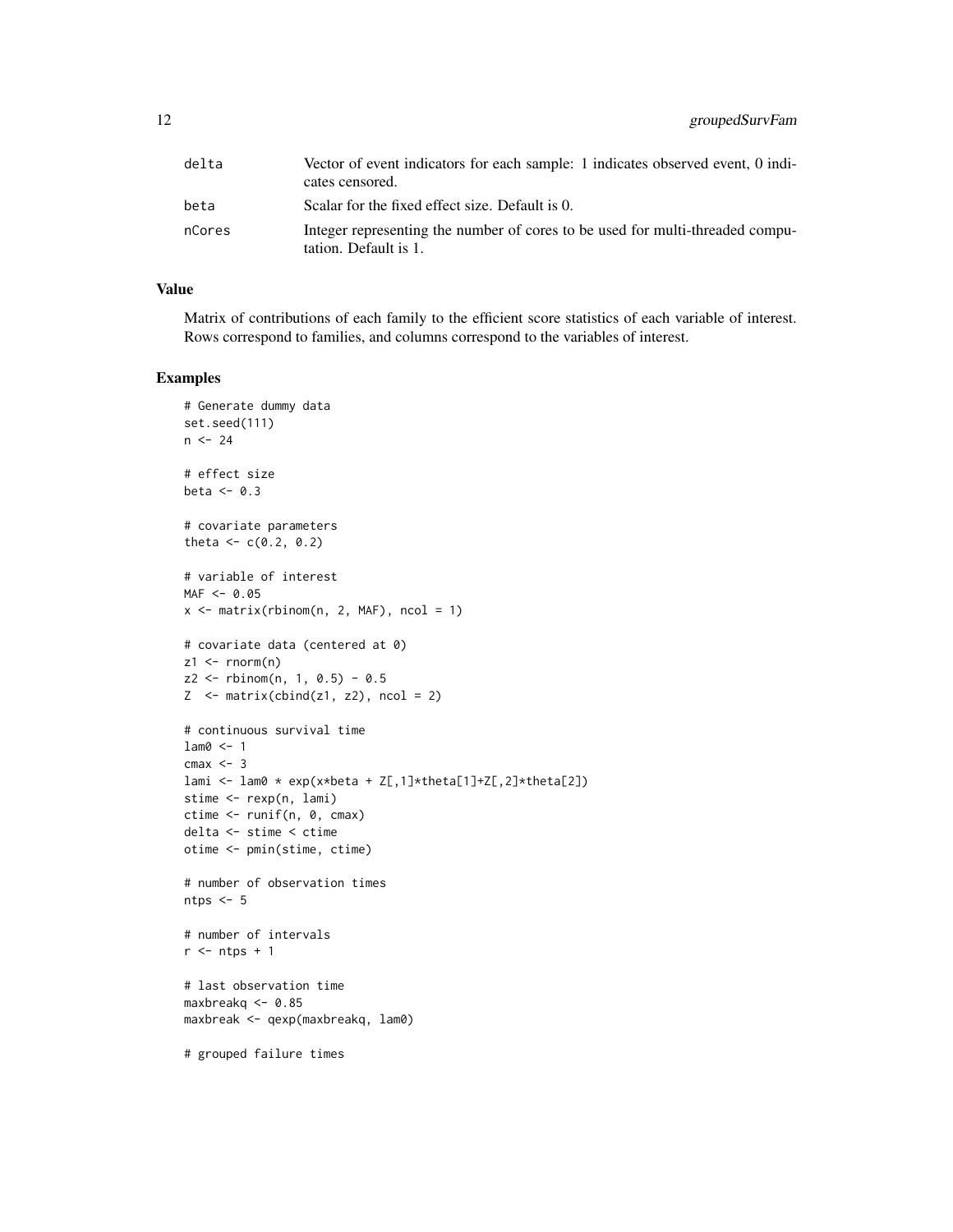| | |
|---|---|
| delta | Vector of event indicators for each sample: 1 indicates observed event, 0 indicates censored. |
| beta | Scalar for the fixed effect size. Default is 0. |
| nCores | Integer representing the number of cores to be used for multi-threaded computation. Default is 1. |

### Value

Matrix of contributions of each family to the efficient score statistics of each variable of interest. Rows correspond to families, and columns correspond to the variables of interest.

### Examples

```
# Generate dummy data
set.seed(111)
n <- 24

# effect size
beta <- 0.3

# covariate parameters
theta <- c(0.2, 0.2)

# variable of interest
MAF <- 0.05
x <- matrix(rbinom(n, 2, MAF), ncol = 1)

# covariate data (centered at 0)
z1 <- rnorm(n)
z2 <- rbinom(n, 1, 0.5) - 0.5
Z  <- matrix(cbind(z1, z2), ncol = 2)

# continuous survival time
lam0 <- 1
cmax <- 3
lami <- lam0 * exp(x*beta + Z[,1]*theta[1]+Z[,2]*theta[2])
stime <- rexp(n, lami)
ctime <- runif(n, 0, cmax)
delta <- stime < ctime
otime <- pmin(stime, ctime)

# number of observation times
ntps <- 5

# number of intervals
r <- ntps + 1

# last observation time
maxbreakq <- 0.85
maxbreak <- qexp(maxbreakq, lam0)

# grouped failure times
```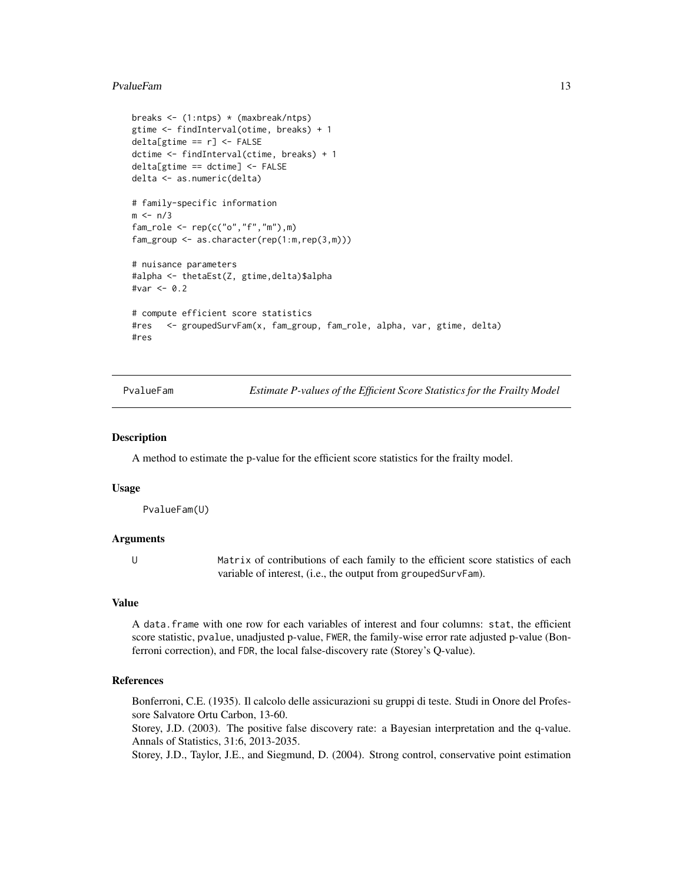```
breaks <- (1:ntps) * (maxbreak/ntps)
gtime <- findInterval(otime, breaks) + 1
delta[gtime == r] <- FALSE
dctime <- findInterval(ctime, breaks) + 1
delta[gtime == dctime] <- FALSE
delta <- as.numeric(delta)

# family-specific information
m <- n/3
fam_role <- rep(c("o","f","m"),m)
fam_group <- as.character(rep(1:m,rep(3,m)))

# nuisance parameters
#alpha <- thetaEst(Z, gtime,delta)$alpha
#var <- 0.2

# compute efficient score statistics
#res   <- groupedSurvFam(x, fam_group, fam_role, alpha, var, gtime, delta)
#res
```

---

## PvalueFam — *Estimate P-values of the Efficient Score Statistics for the Frailty Model*

### Description

A method to estimate the p-value for the efficient score statistics for the frailty model.

### Usage

```
PvalueFam(U)
```

### Arguments

| | |
|---|---|
| U | Matrix of contributions of each family to the efficient score statistics of each variable of interest, (i.e., the output from groupedSurvFam). |

### Value

A data.frame with one row for each variables of interest and four columns: stat, the efficient score statistic, pvalue, unadjusted p-value, FWER, the family-wise error rate adjusted p-value (Bonferroni correction), and FDR, the local false-discovery rate (Storey's Q-value).

### References

Bonferroni, C.E. (1935). Il calcolo delle assicurazioni su gruppi di teste. Studi in Onore del Professore Salvatore Ortu Carbon, 13-60.

Storey, J.D. (2003). The positive false discovery rate: a Bayesian interpretation and the q-value. Annals of Statistics, 31:6, 2013-2035.

Storey, J.D., Taylor, J.E., and Siegmund, D. (2004). Strong control, conservative point estimation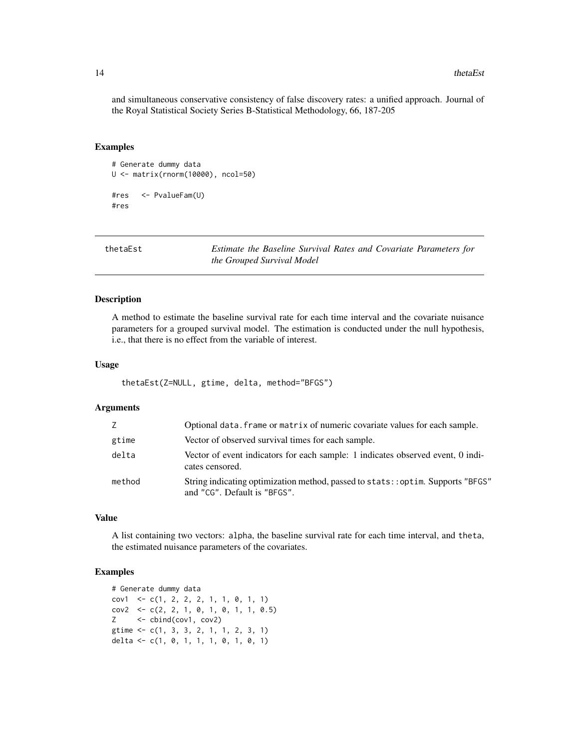and simultaneous conservative consistency of false discovery rates: a unified approach. Journal of the Royal Statistical Society Series B-Statistical Methodology, 66, 187-205

### Examples

```
# Generate dummy data
U <- matrix(rnorm(10000), ncol=50)

#res  <- PvalueFam(U)
#res
```

---

## thetaEst — *Estimate the Baseline Survival Rates and Covariate Parameters for the Grouped Survival Model*

---

### Description

A method to estimate the baseline survival rate for each time interval and the covariate nuisance parameters for a grouped survival model. The estimation is conducted under the null hypothesis, i.e., that there is no effect from the variable of interest.

### Usage

```
thetaEst(Z=NULL, gtime, delta, method="BFGS")
```

### Arguments

| | |
|---|---|
| Z | Optional data.frame or matrix of numeric covariate values for each sample. |
| gtime | Vector of observed survival times for each sample. |
| delta | Vector of event indicators for each sample: 1 indicates observed event, 0 indicates censored. |
| method | String indicating optimization method, passed to stats::optim. Supports "BFGS" and "CG". Default is "BFGS". |

### Value

A list containing two vectors: alpha, the baseline survival rate for each time interval, and theta, the estimated nuisance parameters of the covariates.

### Examples

```
# Generate dummy data
cov1  <- c(1, 2, 2, 2, 1, 1, 0, 1, 1)
cov2  <- c(2, 2, 1, 0, 1, 0, 1, 1, 0.5)
Z     <- cbind(cov1, cov2)
gtime <- c(1, 3, 3, 2, 1, 1, 2, 3, 1)
delta <- c(1, 0, 1, 1, 1, 0, 1, 0, 1)
```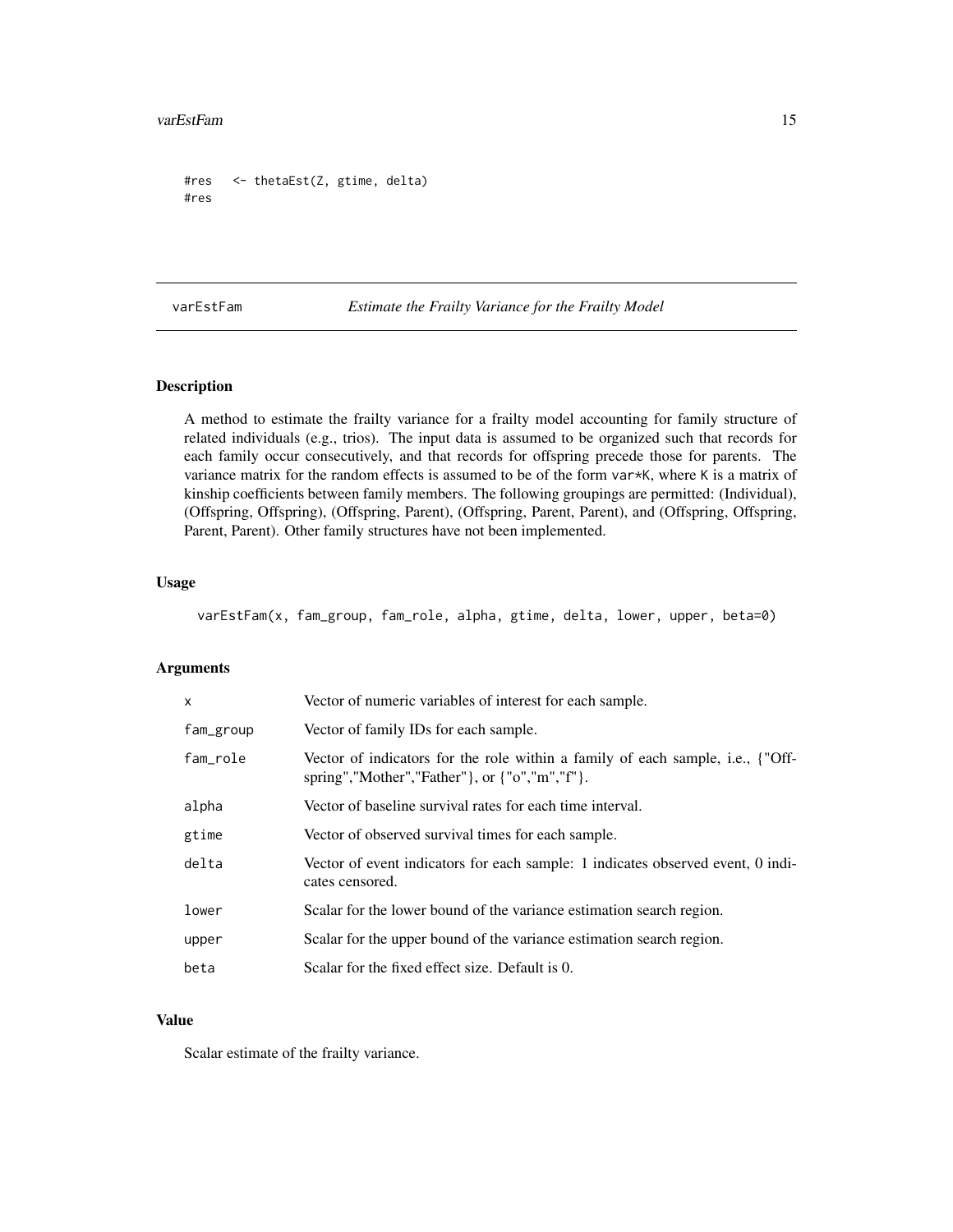```
#res   <- thetaEst(Z, gtime, delta)
#res
```

## varEstFam — *Estimate the Frailty Variance for the Frailty Model*

### Description

A method to estimate the frailty variance for a frailty model accounting for family structure of related individuals (e.g., trios). The input data is assumed to be organized such that records for each family occur consecutively, and that records for offspring precede those for parents. The variance matrix for the random effects is assumed to be of the form `var*K`, where `K` is a matrix of kinship coefficients between family members. The following groupings are permitted: (Individual), (Offspring, Offspring), (Offspring, Parent), (Offspring, Parent, Parent), and (Offspring, Offspring, Parent, Parent). Other family structures have not been implemented.

### Usage

```
varEstFam(x, fam_group, fam_role, alpha, gtime, delta, lower, upper, beta=0)
```

### Arguments

| | |
|---|---|
| `x` | Vector of numeric variables of interest for each sample. |
| `fam_group` | Vector of family IDs for each sample. |
| `fam_role` | Vector of indicators for the role within a family of each sample, i.e., {"Offspring","Mother","Father"}, or {"o","m","f"}. |
| `alpha` | Vector of baseline survival rates for each time interval. |
| `gtime` | Vector of observed survival times for each sample. |
| `delta` | Vector of event indicators for each sample: 1 indicates observed event, 0 indicates censored. |
| `lower` | Scalar for the lower bound of the variance estimation search region. |
| `upper` | Scalar for the upper bound of the variance estimation search region. |
| `beta` | Scalar for the fixed effect size. Default is 0. |

### Value

Scalar estimate of the frailty variance.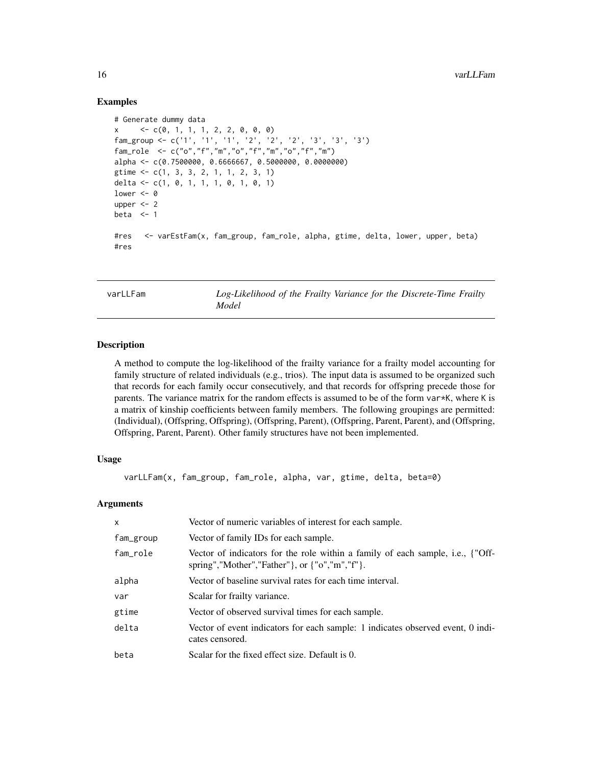### Examples

```
# Generate dummy data
x     <- c(0, 1, 1, 1, 2, 2, 0, 0, 0)
fam_group <- c('1', '1', '1', '2', '2', '2', '3', '3', '3')
fam_role  <- c("o","f","m","o","f","m","o","f","m")
alpha <- c(0.7500000, 0.6666667, 0.5000000, 0.0000000)
gtime <- c(1, 3, 3, 2, 1, 1, 2, 3, 1)
delta <- c(1, 0, 1, 1, 1, 0, 1, 0, 1)
lower <- 0
upper <- 2
beta  <- 1

#res   <- varEstFam(x, fam_group, fam_role, alpha, gtime, delta, lower, upper, beta)
#res
```

---

## varLLFam — *Log-Likelihood of the Frailty Variance for the Discrete-Time Frailty Model*

### Description

A method to compute the log-likelihood of the frailty variance for a frailty model accounting for family structure of related individuals (e.g., trios). The input data is assumed to be organized such that records for each family occur consecutively, and that records for offspring precede those for parents. The variance matrix for the random effects is assumed to be of the form var*K, where K is a matrix of kinship coefficients between family members. The following groupings are permitted: (Individual), (Offspring, Offspring), (Offspring, Parent), (Offspring, Parent, Parent), and (Offspring, Offspring, Parent, Parent). Other family structures have not been implemented.

### Usage

```
varLLFam(x, fam_group, fam_role, alpha, var, gtime, delta, beta=0)
```

### Arguments

| Argument | Description |
|---|---|
| x | Vector of numeric variables of interest for each sample. |
| fam_group | Vector of family IDs for each sample. |
| fam_role | Vector of indicators for the role within a family of each sample, i.e., {"Offspring","Mother","Father"}, or {"o","m","f"}. |
| alpha | Vector of baseline survival rates for each time interval. |
| var | Scalar for frailty variance. |
| gtime | Vector of observed survival times for each sample. |
| delta | Vector of event indicators for each sample: 1 indicates observed event, 0 indicates censored. |
| beta | Scalar for the fixed effect size. Default is 0. |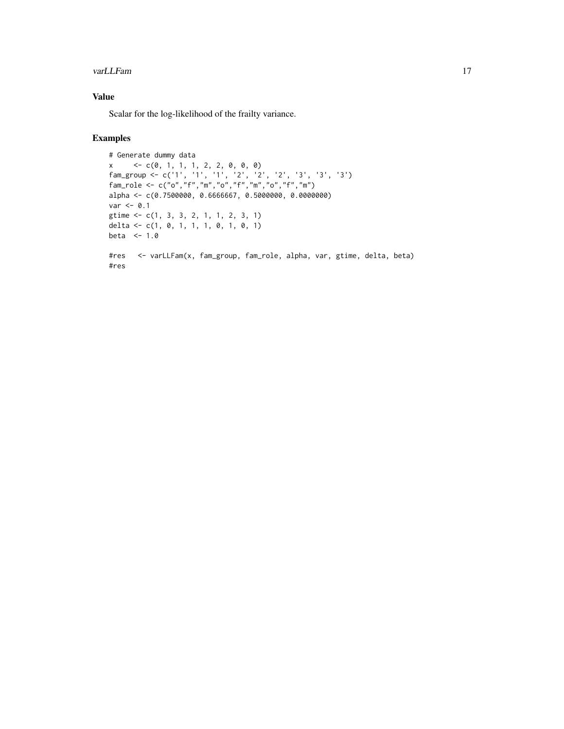## Value

Scalar for the log-likelihood of the frailty variance.

## Examples

```
# Generate dummy data
x     <- c(0, 1, 1, 1, 2, 2, 0, 0, 0)
fam_group <- c('1', '1', '1', '2', '2', '2', '3', '3', '3')
fam_role <- c("o","f","m","o","f","m","o","f","m")
alpha <- c(0.7500000, 0.6666667, 0.5000000, 0.0000000)
var <- 0.1
gtime <- c(1, 3, 3, 2, 1, 1, 2, 3, 1)
delta <- c(1, 0, 1, 1, 1, 0, 1, 0, 1)
beta  <- 1.0

#res   <- varLLFam(x, fam_group, fam_role, alpha, var, gtime, delta, beta)
#res
```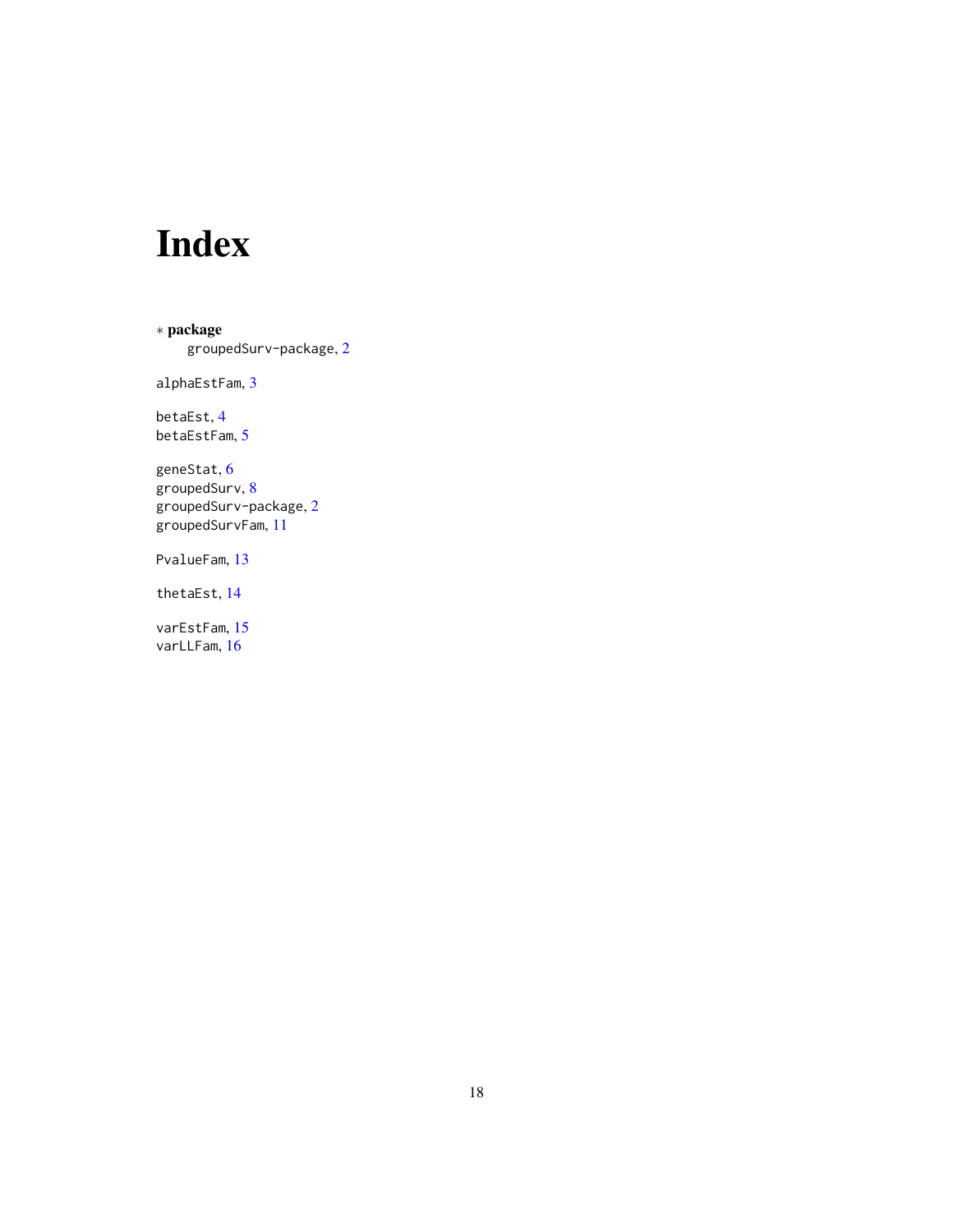# Index

∗ **package**
    groupedSurv-package, 2

alphaEstFam, 3

betaEst, 4
betaEstFam, 5

geneStat, 6
groupedSurv, 8
groupedSurv-package, 2
groupedSurvFam, 11

PvalueFam, 13

thetaEst, 14

varEstFam, 15
varLLFam, 16